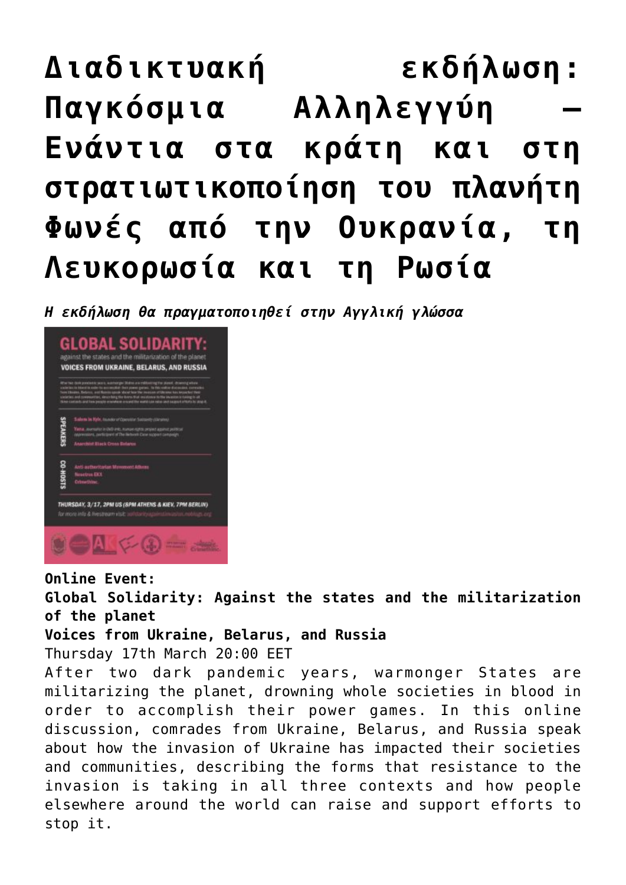# Διαδικτυακή εκδήλωση: Παγκόσμια Αλληλεγγύη – Ενάντια στα κράτη και στη στρατιωτικοποίηση του πλανήτη Φωνές από την Ουκρανία, τη Λευκορωσία και τη Ρωσία

***Η εκδήλωση θα πραγματοποιηθεί στην Αγγλική γλώσσα***

**Online Event:**
**Global Solidarity: Against the states and the militarization of the planet**
**Voices from Ukraine, Belarus, and Russia**
Thursday 17th March 20:00 EET
After two dark pandemic years, warmonger States are militarizing the planet, drowning whole societies in blood in order to accomplish their power games. In this online discussion, comrades from Ukraine, Belarus, and Russia speak about how the invasion of Ukraine has impacted their societies and communities, describing the forms that resistance to the invasion is taking in all three contexts and how people elsewhere around the world can raise and support efforts to stop it.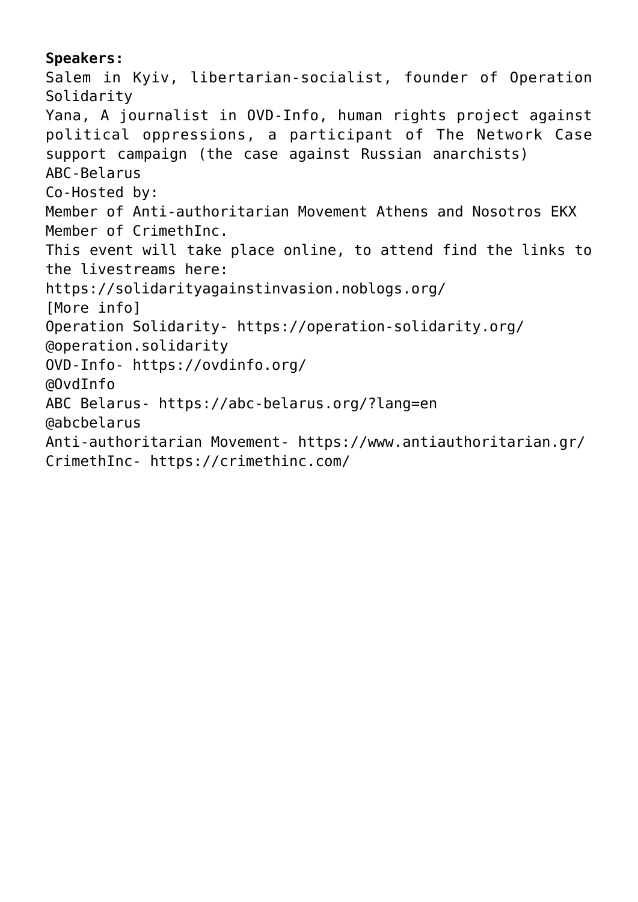**Speakers:**

Salem in Kyiv, libertarian-socialist, founder of Operation Solidarity

Yana, A journalist in OVD-Info, human rights project against political oppressions, a participant of The Network Case support campaign (the case against Russian anarchists)

ABC-Belarus

Co-Hosted by:

Member of Anti-authoritarian Movement Athens and Nosotros EKX

Member of CrimethInc.

This event will take place online, to attend find the links to the livestreams here:

https://solidarityagainstinvasion.noblogs.org/

[More info]

Operation Solidarity- https://operation-solidarity.org/

@operation.solidarity

OVD-Info- https://ovdinfo.org/

@OvdInfo

ABC Belarus- https://abc-belarus.org/?lang=en

@abcbelarus

Anti-authoritarian Movement- https://www.antiauthoritarian.gr/

CrimethInc- https://crimethinc.com/